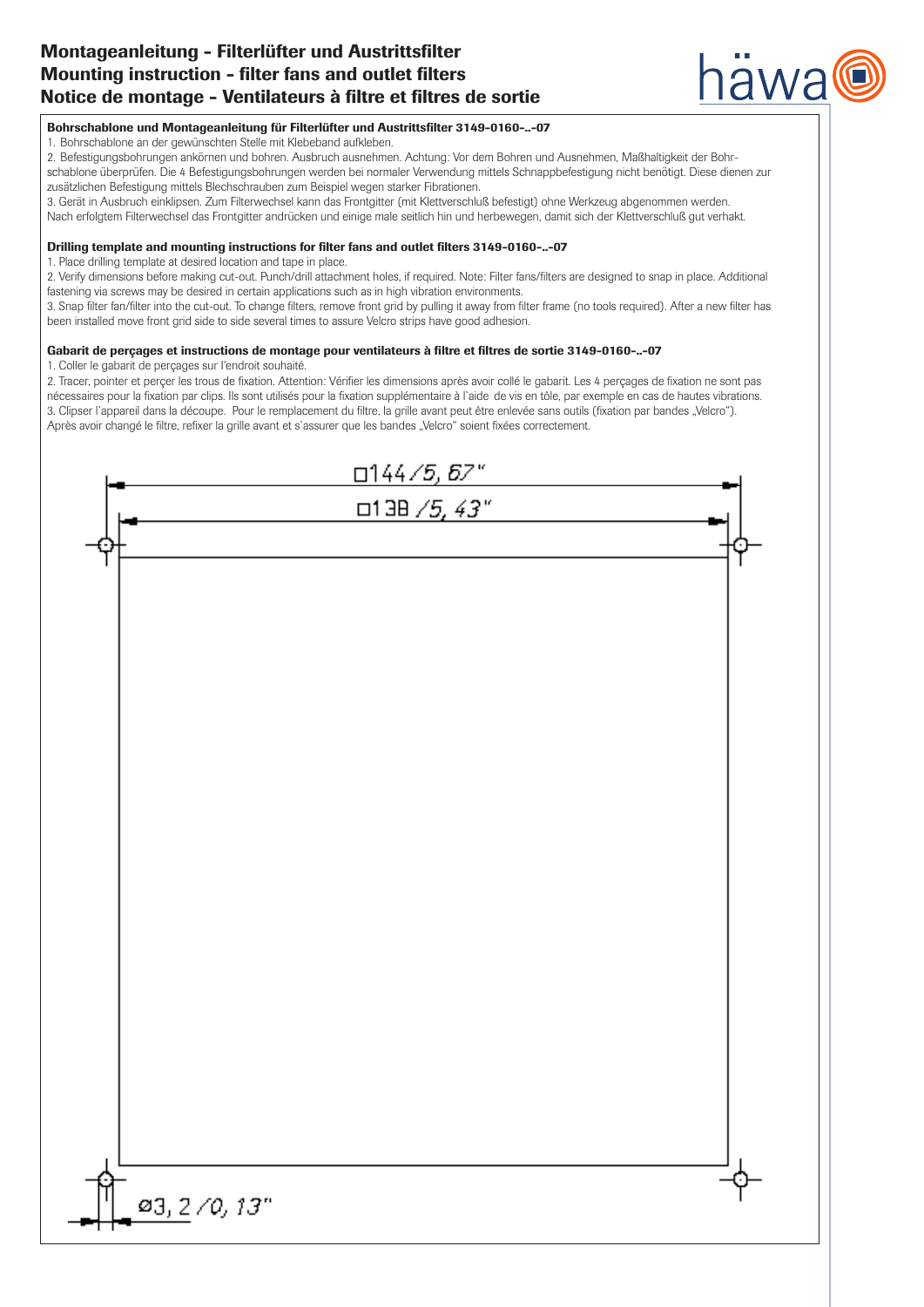# Montageanleitung - Filterlüfter und Austrittsfilter
# Mounting instruction - filter fans and outlet filters
# Notice de montage - Ventilateurs à filtre et filtres de sortie

**Bohrschablone und Montageanleitung für Filterlüfter und Austrittsfilter 3149-0160-..-07**

1. Bohrschablone an der gewünschten Stelle mit Klebeband aufkleben.
2. Befestigungsbohrungen ankörnen und bohren. Ausbruch ausnehmen. Achtung: Vor dem Bohren und Ausnehmen, Maßhaltigkeit der Bohrschablone überprüfen. Die 4 Befestigungsbohrungen werden bei normaler Verwendung mittels Schnappbefestigung nicht benötigt. Diese dienen zur zusätzlichen Befestigung mittels Blechschrauben zum Beispiel wegen starker Fibrationen.
3. Gerät in Ausbruch einklipsen. Zum Filterwechsel kann das Frontgitter (mit Klettverschluß befestigt) ohne Werkzeug abgenommen werden.

Nach erfolgtem Filterwechsel das Frontgitter andrücken und einige male seitlich hin und herbewegen, damit sich der Klettverschluß gut verhakt.

**Drilling template and mounting instructions for filter fans and outlet filters 3149-0160-..-07**

1. Place drilling template at desired location and tape in place.
2. Verify dimensions before making cut-out. Punch/drill attachment holes, if required. Note: Filter fans/filters are designed to snap in place. Additional fastening via screws may be desired in certain applications such as in high vibration environments.
3. Snap filter fan/filter into the cut-out. To change filters, remove front grid by pulling it away from filter frame (no tools required). After a new filter has been installed move front grid side to side several times to assure Velcro strips have good adhesion.

**Gabarit de perçages et instructions de montage pour ventilateurs à filtre et filtres de sortie 3149-0160-..-07**

1. Coller le gabarit de perçages sur l'endroit souhaité.
2. Tracer, pointer et perçer les trous de fixation. Attention: Vérifier les dimensions après avoir collé le gabarit. Les 4 perçages de fixation ne sont pas nécessaires pour la fixation par clips. Ils sont utilisés pour la fixation supplémentaire à l`aide de vis en tôle, par exemple en cas de hautes vibrations.
3. Clipser l`appareil dans la découpe. Pour le remplacement du filtre, la grille avant peut être enlevée sans outils (fixation par bandes „Velcro").

Après avoir changé le filtre, refixer la grille avant et s`assurer que les bandes „Velcro" soient fixées correctement.

□144 / 5,67"

□138 / 5,43"

ø3,2 / 0,13"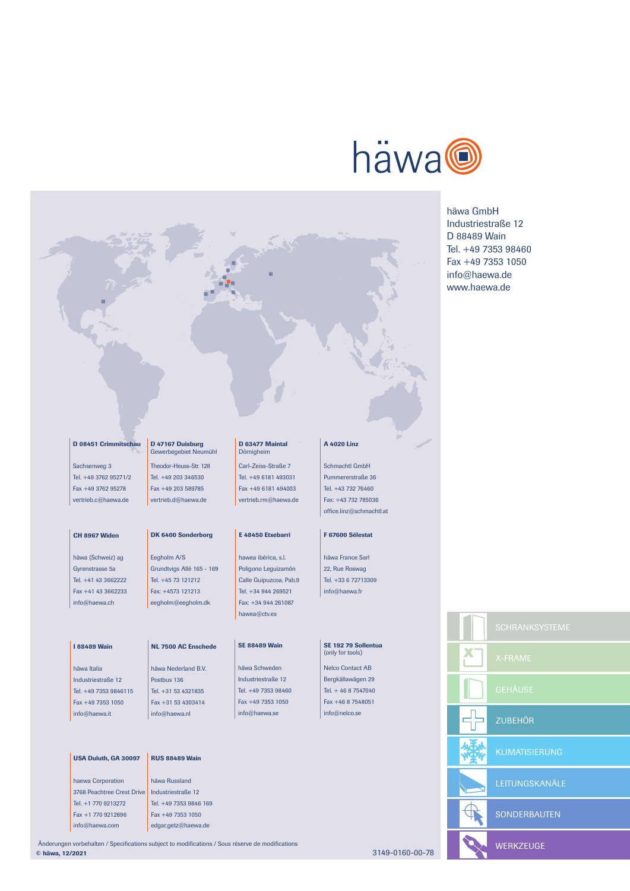häwa

häwa GmbH
Industriestraße 12
D 88489 Wain
Tel. +49 7353 98460
Fax +49 7353 1050
info@haewa.de
www.haewa.de

**D 08451 Crimmitschau**

Sachsenweg 3
Tel. +49 3762 95271/2
Fax +49 3762 95278
vertrieb.c@haewa.de

**D 47167 Duisburg**
Gewerbegebiet Neumühl

Theodor-Heuss-Str. 128
Tel. +49 203 346530
Fax +49 203 589785
vertrieb.d@haewa.de

**D 63477 Maintal**
Dörnigheim

Carl-Zeiss-Straße 7
Tel. +49 6181 493031
Fax +49 6181 494003
vertrieb.rm@haewa.de

**A 4020 Linz**

Schmachtl GmbH
Pummererstraße 36
Tel. +43 732 76460
Fax: +43 732 785036
office.linz@schmachtl.at

**CH 8967 Widen**

häwa (Schweiz) ag
Gyrenstrasse 5a
Tel. +41 43 3662222
Fax +41 43 3662233
info@haewa.ch

**DK 6400 Sonderborg**

Eegholm A/S
Grundtvigs Allé 165 - 169
Tel. +45 73 121212
Fax: +4573 121213
eegholm@eegholm.dk

**E 48450 Etxebarri**

hawea ibérica, s.l.
Poligono Leguizamón
Calle Guipuzcoa, Pab.9
Tel. +34 944 269521
Fax: +34 944 261087
hawea@ctv.es

**F 67600 Sélestat**

häwa France Sarl
22, Rue Roswag
Tel. +33 6 72713309
info@haewa.fr

**I 88489 Wain**

häwa Italia
Industriestraße 12
Tel. +49 7353 9846115
Fax +49 7353 1050
info@haewa.it

**NL 7500 AC Enschede**

häwa Nederland B.V.
Postbus 136
Tel. +31 53 4321835
Fax +31 53 4303414
info@haewa.nl

**SE 88489 Wain**

häwa Schweden
Industriestraße 12
Tel. +49 7353 98460
Fax +49 7353 1050
info@haewa.se

**SE 192 79 Sollentua**
(only for tools)

Nelco Contact AB
Bergkällawägen 29
Tel. + 46 8 7547040
Fax +46 8 7548051
info@nelco.se

**USA Duluth, GA 30097**

haewa Corporation
3768 Peachtree Crest Drive
Tel. +1 770 9213272
Fax +1 770 9212896
info@haewa.com

**RUS 88489 Wain**

häwa Russland
Industriestraße 12
Tel. +49 7353 9846 169
Fax +49 7353 1050
edgar.getz@haewa.de

- SCHRANKSYSTEME
- X-FRAME
- GEHÄUSE
- ZUBEHÖR
- KLIMATISIERUNG
- LEITUNGSKANÄLE
- SONDERBAUTEN
- WERKZEUGE

Änderungen vorbehalten / Specifications subject to modifications / Sous réserve de modifications
**© häwa, 12/2021**

3149-0160-00-78